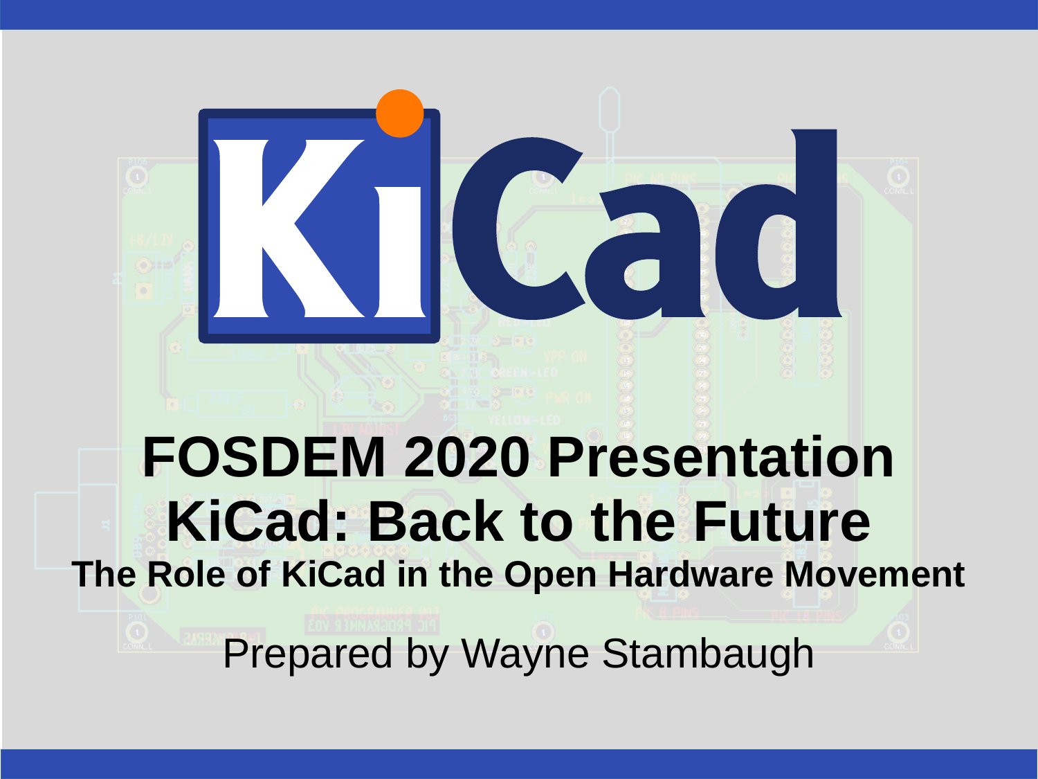# FOSDEM 2020 Presentation
# KiCad: Back to the Future

### The Role of KiCad in the Open Hardware Movement

Prepared by Wayne Stambaugh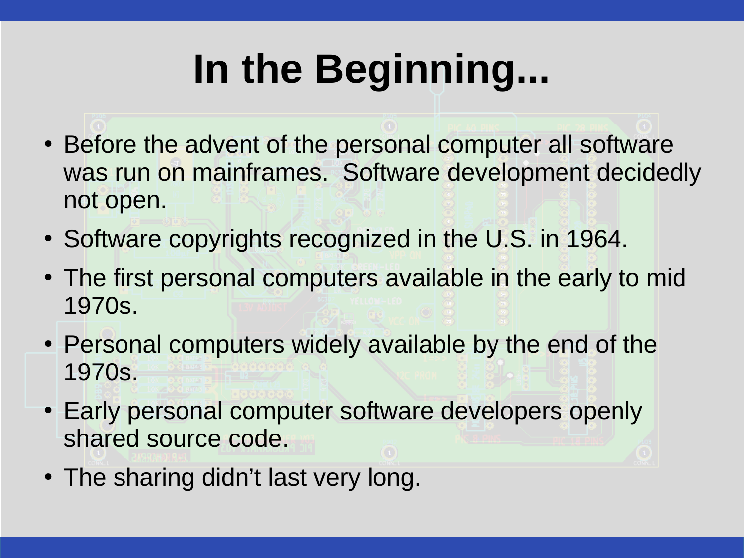# In the Beginning...

- Before the advent of the personal computer all software was run on mainframes.  Software development decidedly not open.
- Software copyrights recognized in the U.S. in 1964.
- The first personal computers available in the early to mid 1970s.
- Personal computers widely available by the end of the 1970s.
- Early personal computer software developers openly shared source code.
- The sharing didn’t last very long.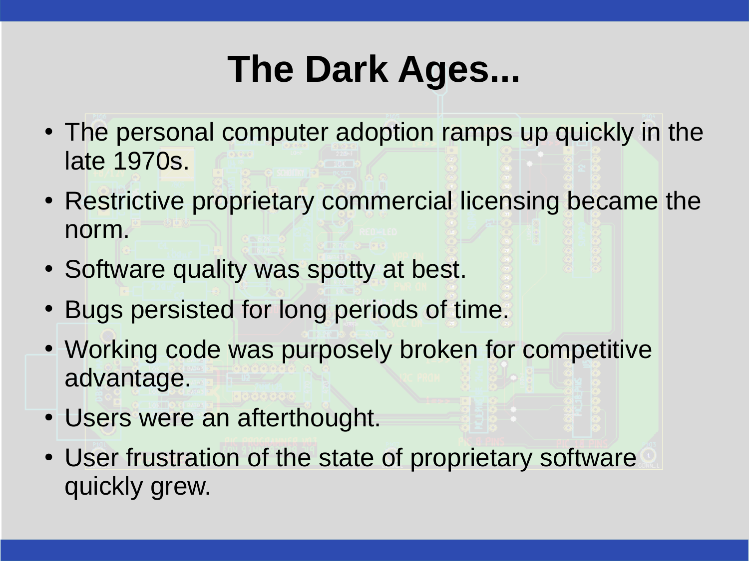# The Dark Ages...

- The personal computer adoption ramps up quickly in the late 1970s.
- Restrictive proprietary commercial licensing became the norm.
- Software quality was spotty at best.
- Bugs persisted for long periods of time.
- Working code was purposely broken for competitive advantage.
- Users were an afterthought.
- User frustration of the state of proprietary software quickly grew.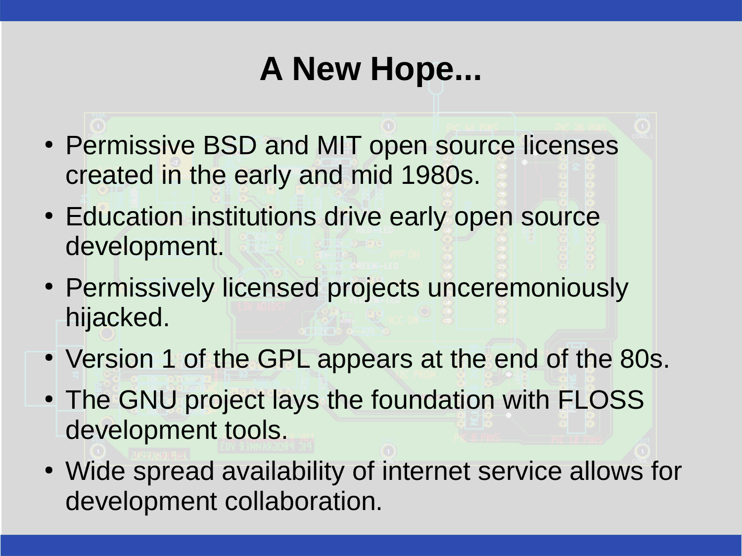# A New Hope...

- Permissive BSD and MIT open source licenses created in the early and mid 1980s.
- Education institutions drive early open source development.
- Permissively licensed projects unceremoniously hijacked.
- Version 1 of the GPL appears at the end of the 80s.
- The GNU project lays the foundation with FLOSS development tools.
- Wide spread availability of internet service allows for development collaboration.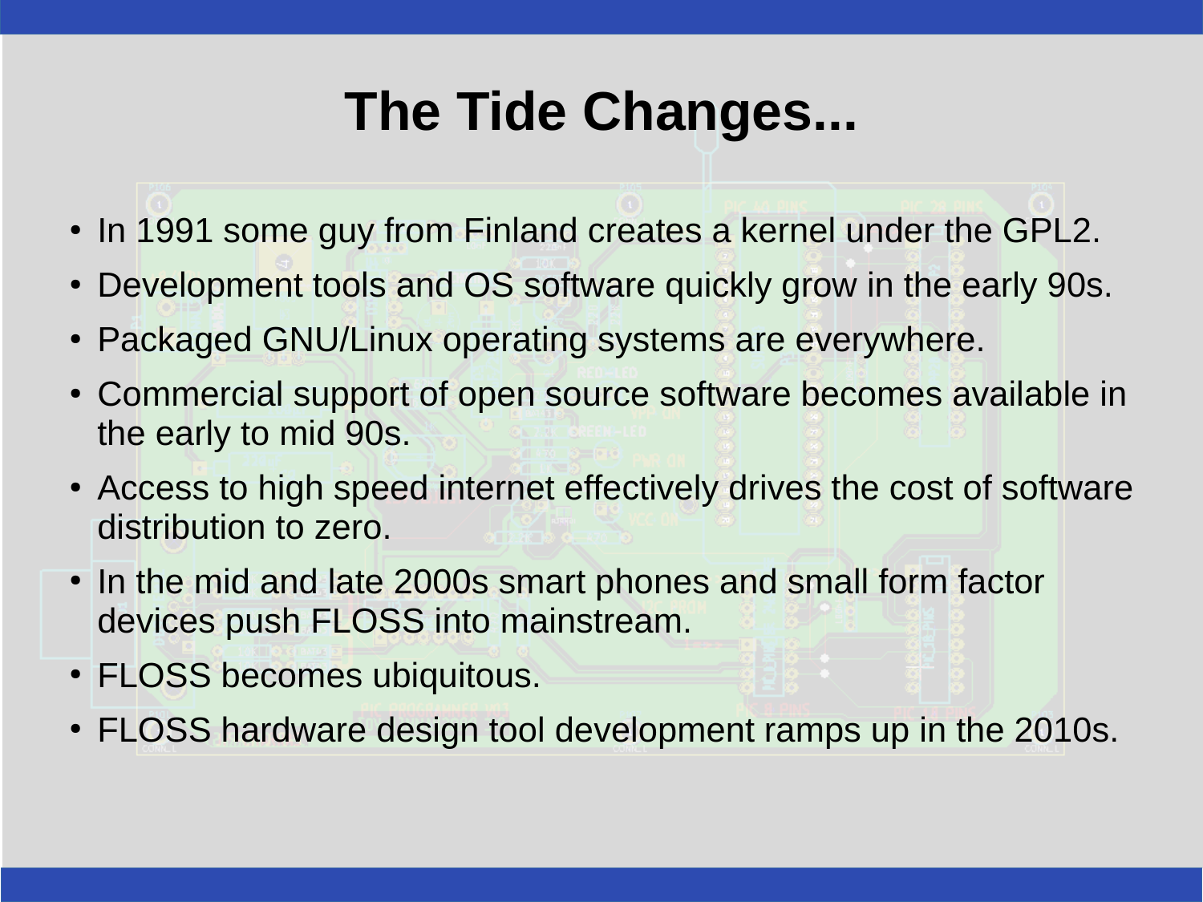# The Tide Changes...

- In 1991 some guy from Finland creates a kernel under the GPL2.
- Development tools and OS software quickly grow in the early 90s.
- Packaged GNU/Linux operating systems are everywhere.
- Commercial support of open source software becomes available in the early to mid 90s.
- Access to high speed internet effectively drives the cost of software distribution to zero.
- In the mid and late 2000s smart phones and small form factor devices push FLOSS into mainstream.
- FLOSS becomes ubiquitous.
- FLOSS hardware design tool development ramps up in the 2010s.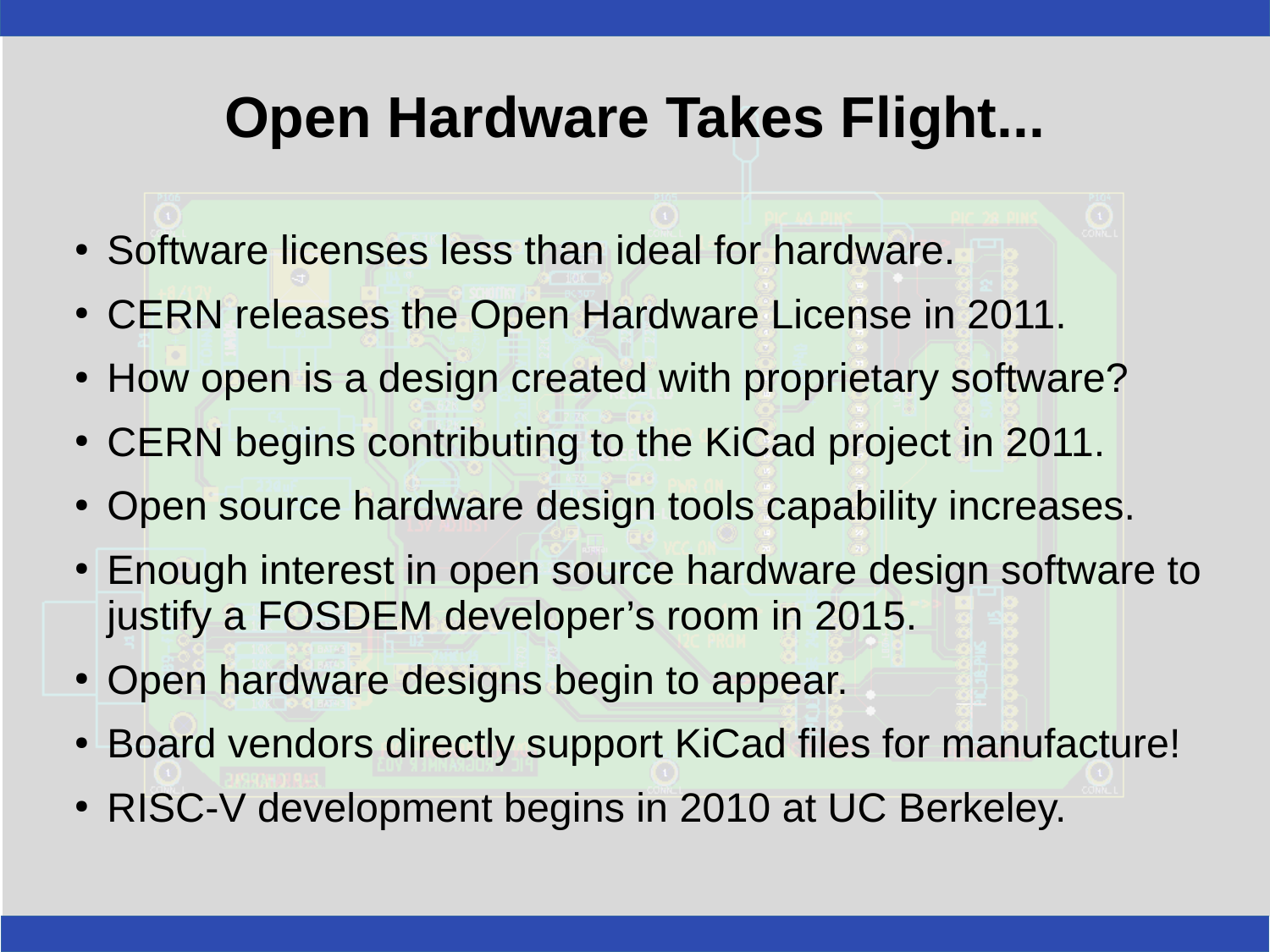# Open Hardware Takes Flight...

- Software licenses less than ideal for hardware.
- CERN releases the Open Hardware License in 2011.
- How open is a design created with proprietary software?
- CERN begins contributing to the KiCad project in 2011.
- Open source hardware design tools capability increases.
- Enough interest in open source hardware design software to justify a FOSDEM developer's room in 2015.
- Open hardware designs begin to appear.
- Board vendors directly support KiCad files for manufacture!
- RISC-V development begins in 2010 at UC Berkeley.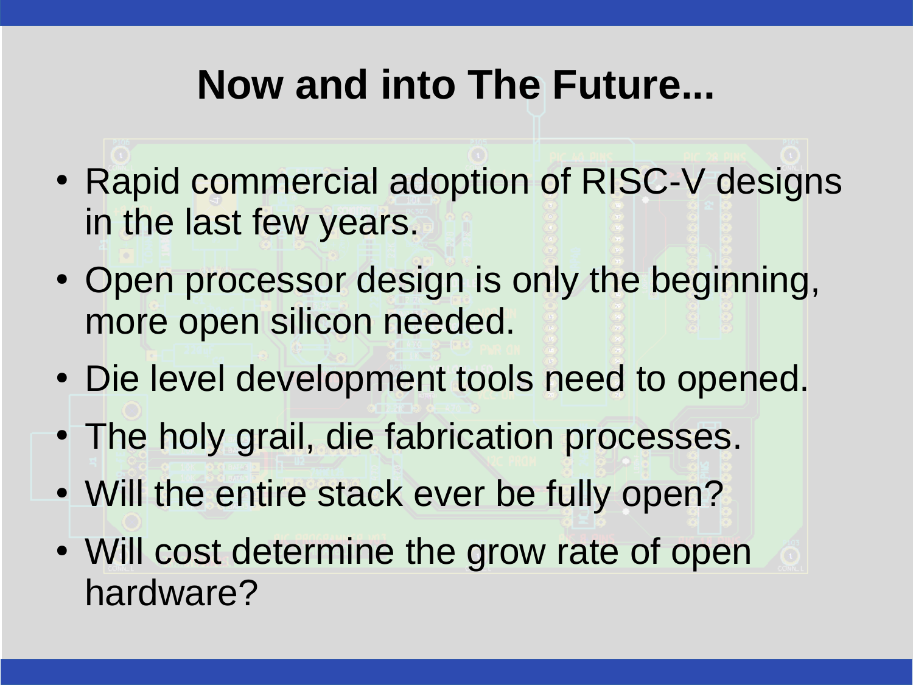# Now and into The Future...

- Rapid commercial adoption of RISC-V designs in the last few years.
- Open processor design is only the beginning, more open silicon needed.
- Die level development tools need to opened.
- The holy grail, die fabrication processes.
- Will the entire stack ever be fully open?
- Will cost determine the grow rate of open hardware?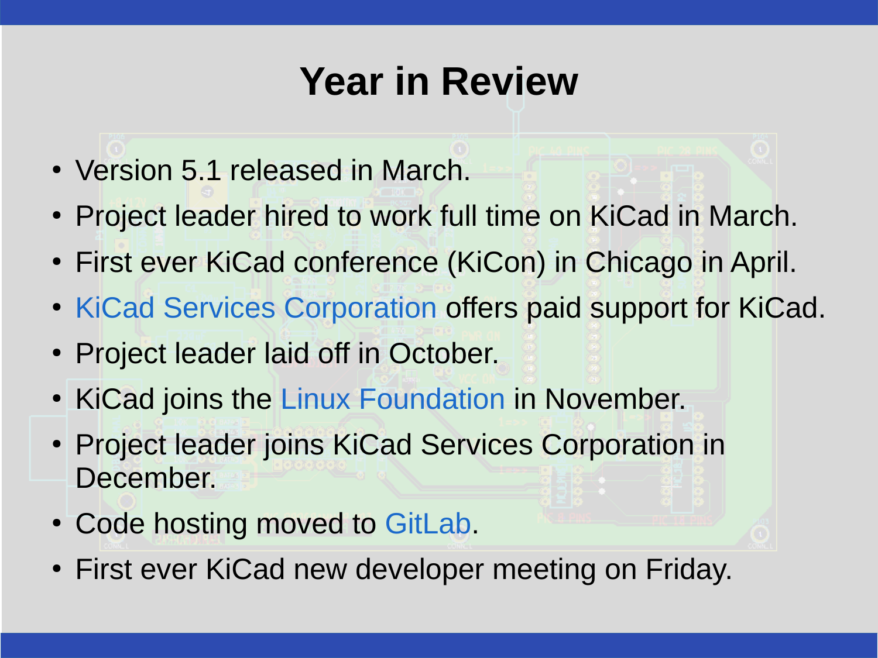# Year in Review

- Version 5.1 released in March.
- Project leader hired to work full time on KiCad in March.
- First ever KiCad conference (KiCon) in Chicago in April.
- KiCad Services Corporation offers paid support for KiCad.
- Project leader laid off in October.
- KiCad joins the Linux Foundation in November.
- Project leader joins KiCad Services Corporation in December.
- Code hosting moved to GitLab.
- First ever KiCad new developer meeting on Friday.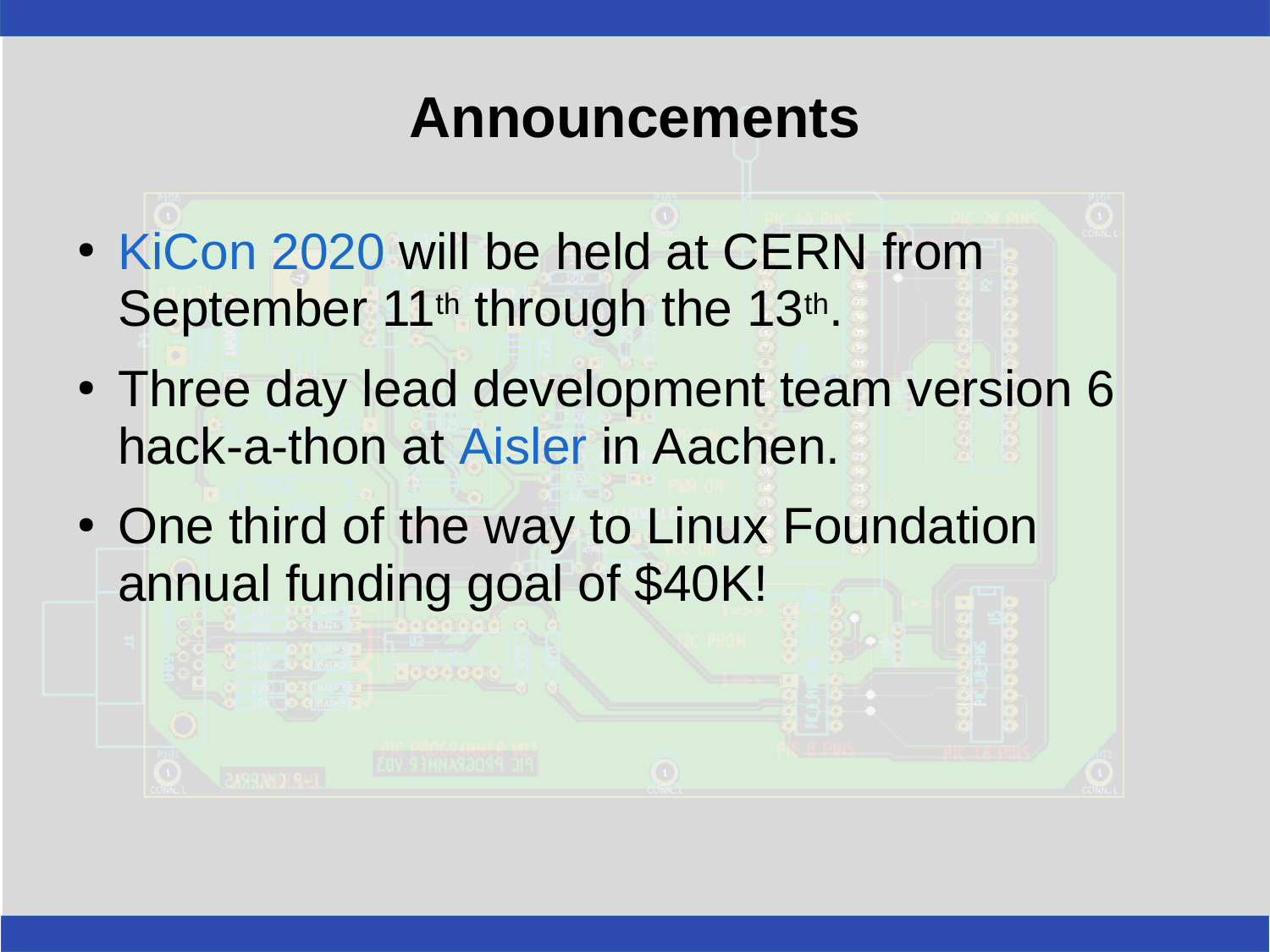# Announcements

- KiCon 2020 will be held at CERN from September 11th through the 13th.
- Three day lead development team version 6 hack-a-thon at Aisler in Aachen.
- One third of the way to Linux Foundation annual funding goal of $40K!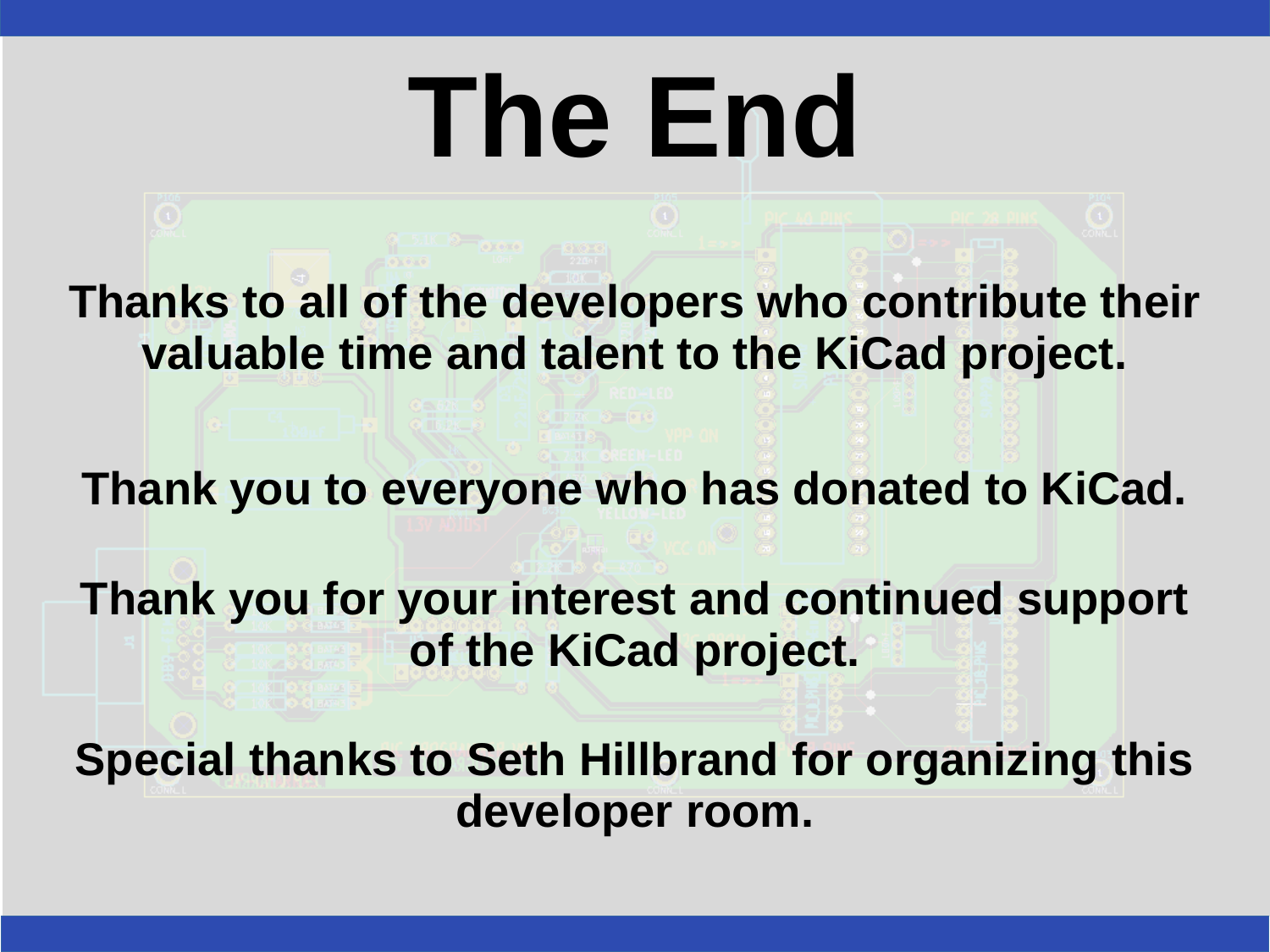# The End

**Thanks to all of the developers who contribute their valuable time and talent to the KiCad project.**

**Thank you to everyone who has donated to KiCad.**

**Thank you for your interest and continued support of the KiCad project.**

**Special thanks to Seth Hillbrand for organizing this developer room.**